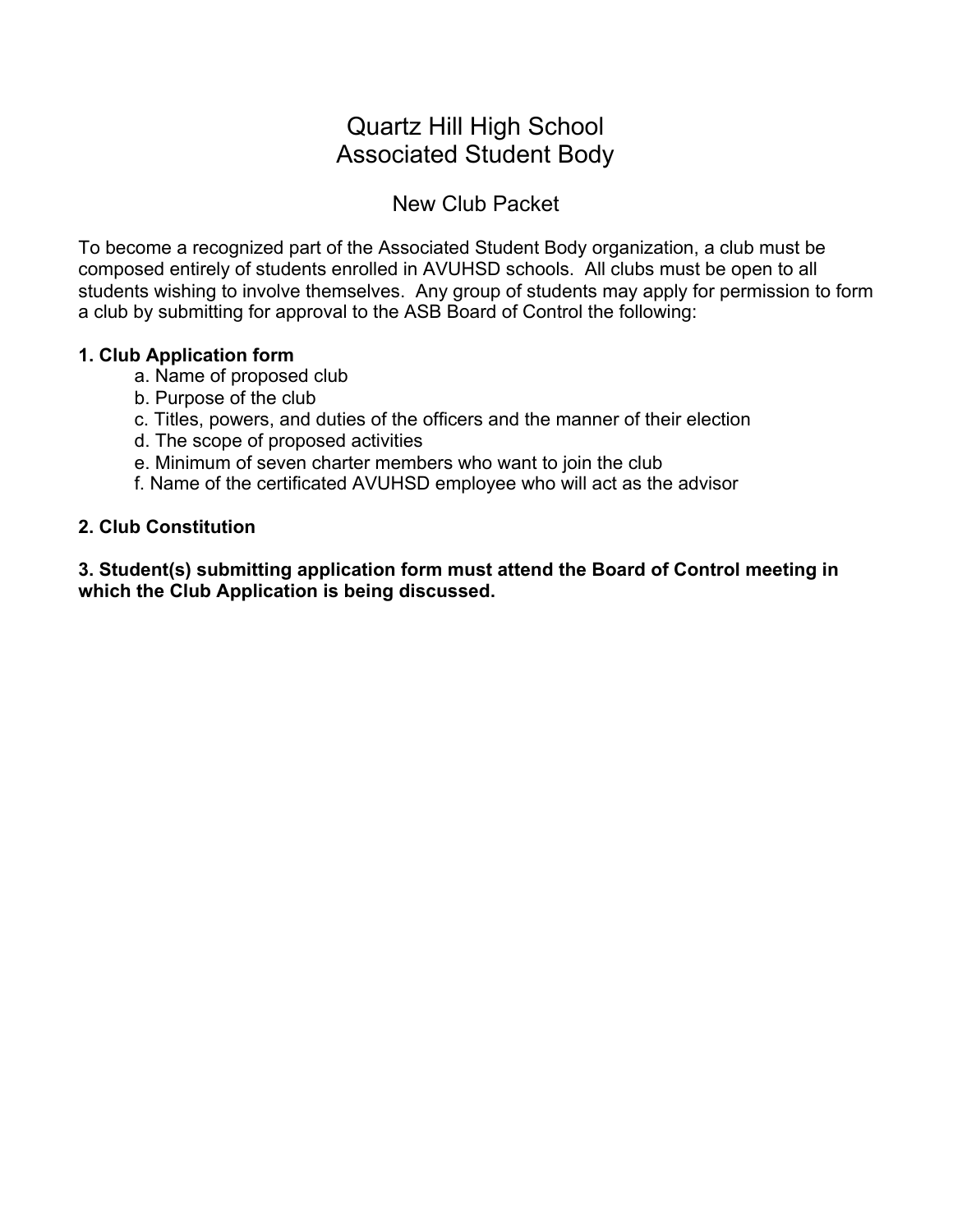# Quartz Hill High School
# Associated Student Body

## New Club Packet

To become a recognized part of the Associated Student Body organization, a club must be composed entirely of students enrolled in AVUHSD schools. All clubs must be open to all students wishing to involve themselves. Any group of students may apply for permission to form a club by submitting for approval to the ASB Board of Control the following:

**1. Club Application form**

- a. Name of proposed club
- b. Purpose of the club
- c. Titles, powers, and duties of the officers and the manner of their election
- d. The scope of proposed activities
- e. Minimum of seven charter members who want to join the club
- f. Name of the certificated AVUHSD employee who will act as the advisor

**2. Club Constitution**

**3. Student(s) submitting application form must attend the Board of Control meeting in which the Club Application is being discussed.**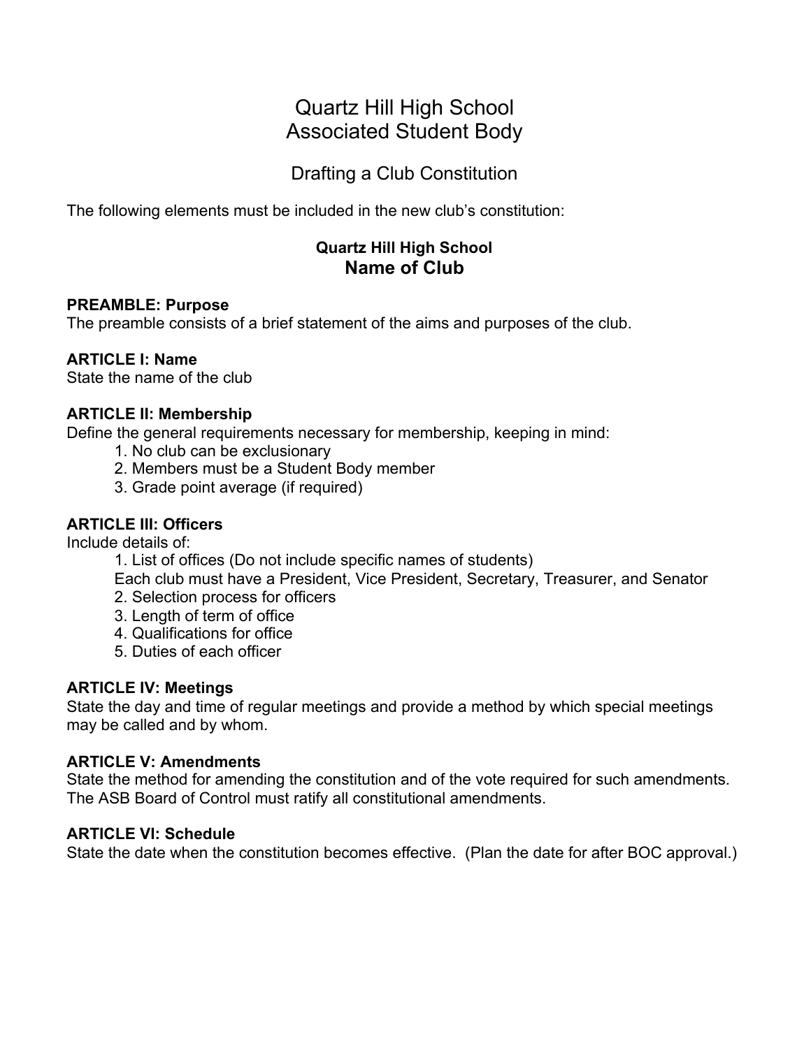# Quartz Hill High School
# Associated Student Body

## Drafting a Club Constitution

The following elements must be included in the new club's constitution:

### Quartz Hill High School
### Name of Club

**PREAMBLE: Purpose**
The preamble consists of a brief statement of the aims and purposes of the club.

**ARTICLE I: Name**
State the name of the club

**ARTICLE II: Membership**
Define the general requirements necessary for membership, keeping in mind:

1. No club can be exclusionary
2. Members must be a Student Body member
3. Grade point average (if required)

**ARTICLE III: Officers**
Include details of:

1. List of offices (Do not include specific names of students)
   Each club must have a President, Vice President, Secretary, Treasurer, and Senator
2. Selection process for officers
3. Length of term of office
4. Qualifications for office
5. Duties of each officer

**ARTICLE IV: Meetings**
State the day and time of regular meetings and provide a method by which special meetings may be called and by whom.

**ARTICLE V: Amendments**
State the method for amending the constitution and of the vote required for such amendments. The ASB Board of Control must ratify all constitutional amendments.

**ARTICLE VI: Schedule**
State the date when the constitution becomes effective. (Plan the date for after BOC approval.)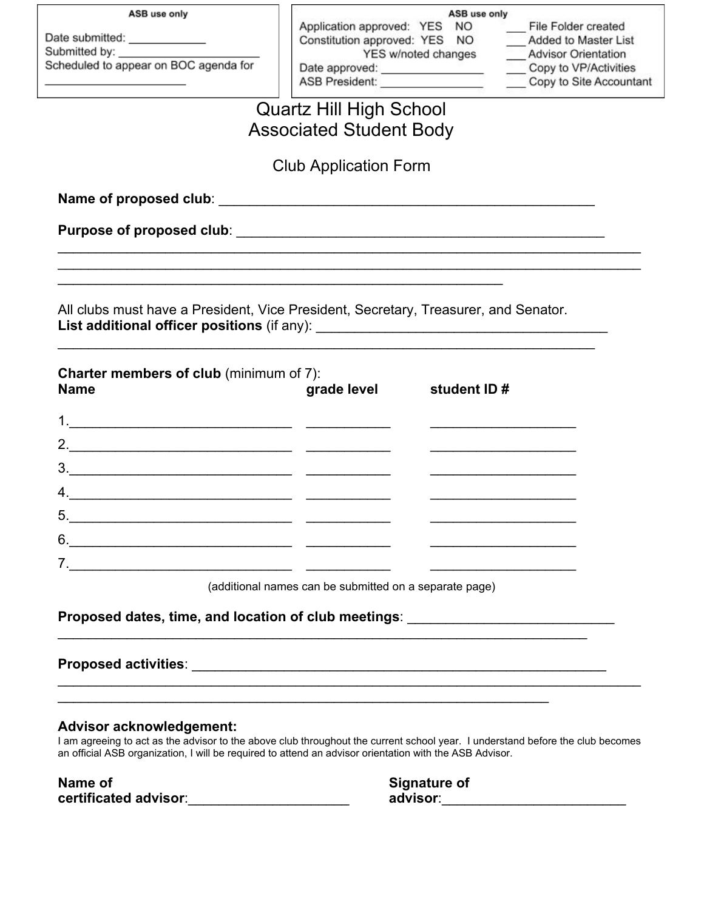**ASB use only**

Date submitted: ___________
Submitted by: ______________________
Scheduled to appear on BOC agenda for ____________________

**ASB use only**

Application approved: YES NO
Constitution approved: YES NO
YES w/noted changes
Date approved: _______________
ASB President: _______________

___ File Folder created
___ Added to Master List
___ Advisor Orientation
___ Copy to VP/Activities
___ Copy to Site Accountant

# Quartz Hill High School
# Associated Student Body

## Club Application Form

**Name of proposed club**: ________________________________________________

**Purpose of proposed club**: ______________________________________________
__________________________________________________________________________
__________________________________________________________________________
_________________________________________________________

All clubs must have a President, Vice President, Secretary, Treasurer, and Senator.
**List additional officer positions** (if any): ____________________________________
_____________________________________________________________________

**Charter members of club** (minimum of 7):

| **Name** | **grade level** | **student ID #** |
| --- | --- | --- |
| 1.____________________________ | ___________ | ___________________ |
| 2.____________________________ | ___________ | ___________________ |
| 3.____________________________ | ___________ | ___________________ |
| 4.____________________________ | ___________ | ___________________ |
| 5.____________________________ | ___________ | ___________________ |
| 6.____________________________ | ___________ | ___________________ |
| 7.____________________________ | ___________ | ___________________ |

(additional names can be submitted on a separate page)

**Proposed dates, time, and location of club meetings**: ___________________________
____________________________________________________________________

**Proposed activities**: ____________________________________________________
__________________________________________________________________________
______________________________________________________________

**Advisor acknowledgement:**

I am agreeing to act as the advisor to the above club throughout the current school year. I understand before the club becomes an official ASB organization, I will be required to attend an advisor orientation with the ASB Advisor.

**Name of certificated advisor**:____________________

**Signature of advisor**:________________________